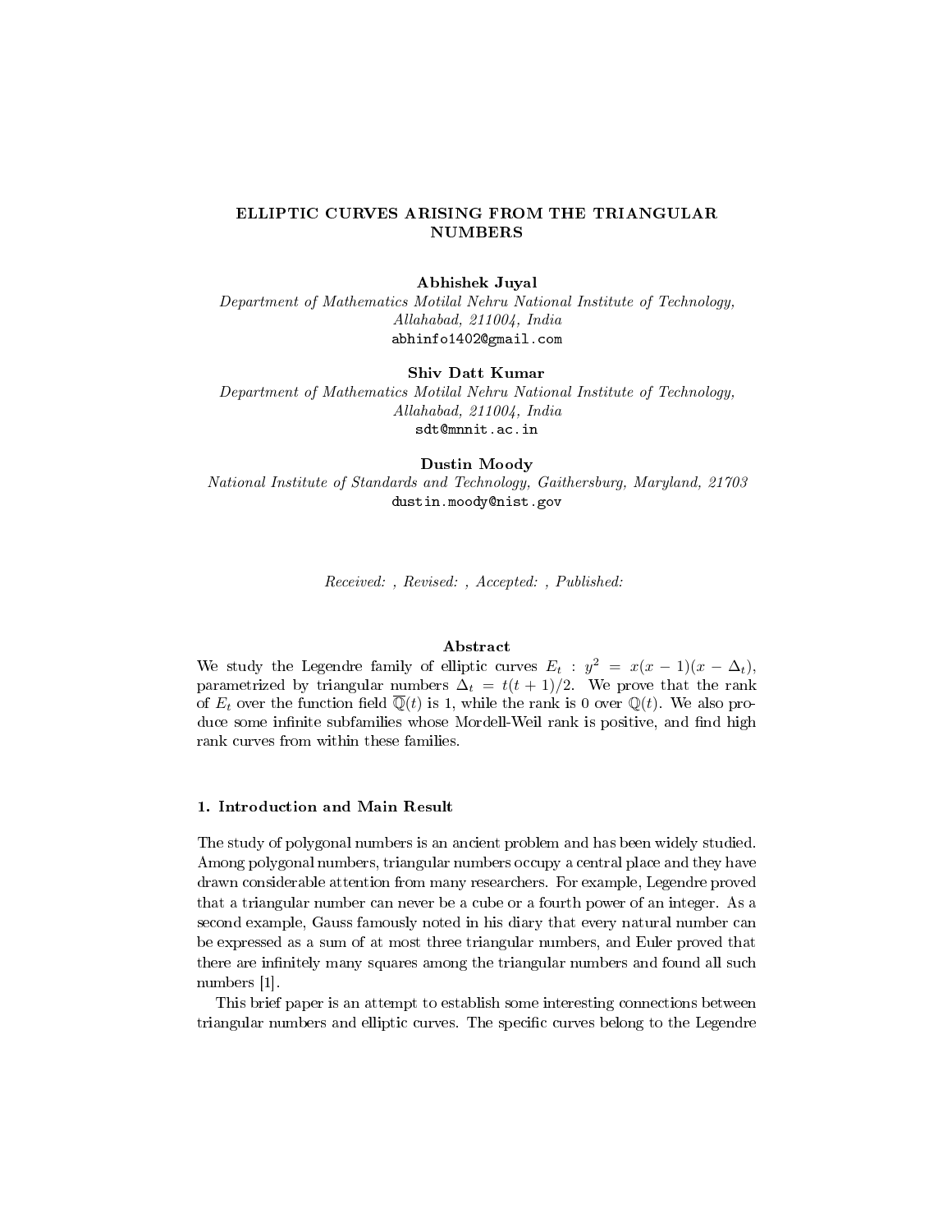# ELLIPTIC CURVES ARISING FROM THE TRIANGULAR NUMBERS

**Abhishek Juyal**
*Department of Mathematics Motilal Nehru National Institute of Technology, Allahabad, 211004, India*
abhinfo1402@gmail.com

**Shiv Datt Kumar**
*Department of Mathematics Motilal Nehru National Institute of Technology, Allahabad, 211004, India*
sdt@mnnit.ac.in

**Dustin Moody**
*National Institute of Standards and Technology, Gaithersburg, Maryland, 21703*
dustin.moody@nist.gov

*Received: , Revised: , Accepted: , Published:*

### Abstract

We study the Legendre family of elliptic curves $E_t : y^2 = x(x-1)(x-\Delta_t)$, parametrized by triangular numbers $\Delta_t = t(t+1)/2$. We prove that the rank of $E_t$ over the function field $\overline{\mathbb{Q}}(t)$ is 1, while the rank is 0 over $\mathbb{Q}(t)$. We also produce some infinite subfamilies whose Mordell-Weil rank is positive, and find high rank curves from within these families.

## 1. Introduction and Main Result

The study of polygonal numbers is an ancient problem and has been widely studied. Among polygonal numbers, triangular numbers occupy a central place and they have drawn considerable attention from many researchers. For example, Legendre proved that a triangular number can never be a cube or a fourth power of an integer. As a second example, Gauss famously noted in his diary that every natural number can be expressed as a sum of at most three triangular numbers, and Euler proved that there are infinitely many squares among the triangular numbers and found all such numbers [1].

This brief paper is an attempt to establish some interesting connections between triangular numbers and elliptic curves. The specific curves belong to the Legendre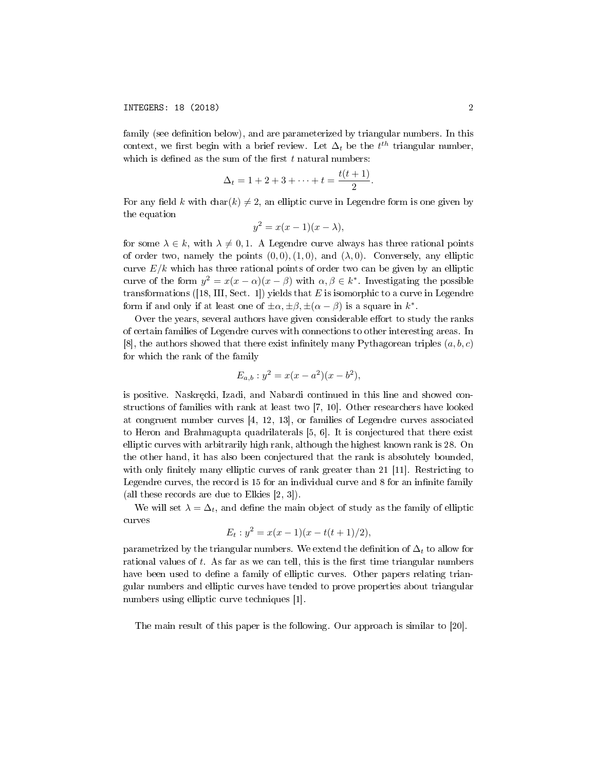family (see definition below), and are parameterized by triangular numbers. In this context, we first begin with a brief review. Let $\Delta_t$ be the $t^{th}$ triangular number, which is defined as the sum of the first $t$ natural numbers:

$$\Delta_t = 1 + 2 + 3 + \cdots + t = \frac{t(t+1)}{2}.$$

For any field $k$ with $\mathrm{char}(k) \neq 2$, an elliptic curve in Legendre form is one given by the equation

$$y^2 = x(x-1)(x-\lambda),$$

for some $\lambda \in k$, with $\lambda \neq 0, 1$. A Legendre curve always has three rational points of order two, namely the points $(0,0), (1,0)$, and $(\lambda, 0)$. Conversely, any elliptic curve $E/k$ which has three rational points of order two can be given by an elliptic curve of the form $y^2 = x(x-\alpha)(x-\beta)$ with $\alpha, \beta \in k^*$. Investigating the possible transformations ([18, III, Sect. 1]) yields that $E$ is isomorphic to a curve in Legendre form if and only if at least one of $\pm\alpha, \pm\beta, \pm(\alpha - \beta)$ is a square in $k^*$.

Over the years, several authors have given considerable effort to study the ranks of certain families of Legendre curves with connections to other interesting areas. In [8], the authors showed that there exist infinitely many Pythagorean triples $(a, b, c)$ for which the rank of the family

$$E_{a,b} : y^2 = x(x-a^2)(x-b^2),$$

is positive. Naskręcki, Izadi, and Nabardi continued in this line and showed constructions of families with rank at least two [7, 10]. Other researchers have looked at congruent number curves [4, 12, 13], or families of Legendre curves associated to Heron and Brahmagupta quadrilaterals [5, 6]. It is conjectured that there exist elliptic curves with arbitrarily high rank, although the highest known rank is 28. On the other hand, it has also been conjectured that the rank is absolutely bounded, with only finitely many elliptic curves of rank greater than 21 [11]. Restricting to Legendre curves, the record is 15 for an individual curve and 8 for an infinite family (all these records are due to Elkies [2, 3]).

We will set $\lambda = \Delta_t$, and define the main object of study as the family of elliptic curves

$$E_t : y^2 = x(x-1)(x - t(t+1)/2),$$

parametrized by the triangular numbers. We extend the definition of $\Delta_t$ to allow for rational values of $t$. As far as we can tell, this is the first time triangular numbers have been used to define a family of elliptic curves. Other papers relating triangular numbers and elliptic curves have tended to prove properties about triangular numbers using elliptic curve techniques [1].

The main result of this paper is the following. Our approach is similar to [20].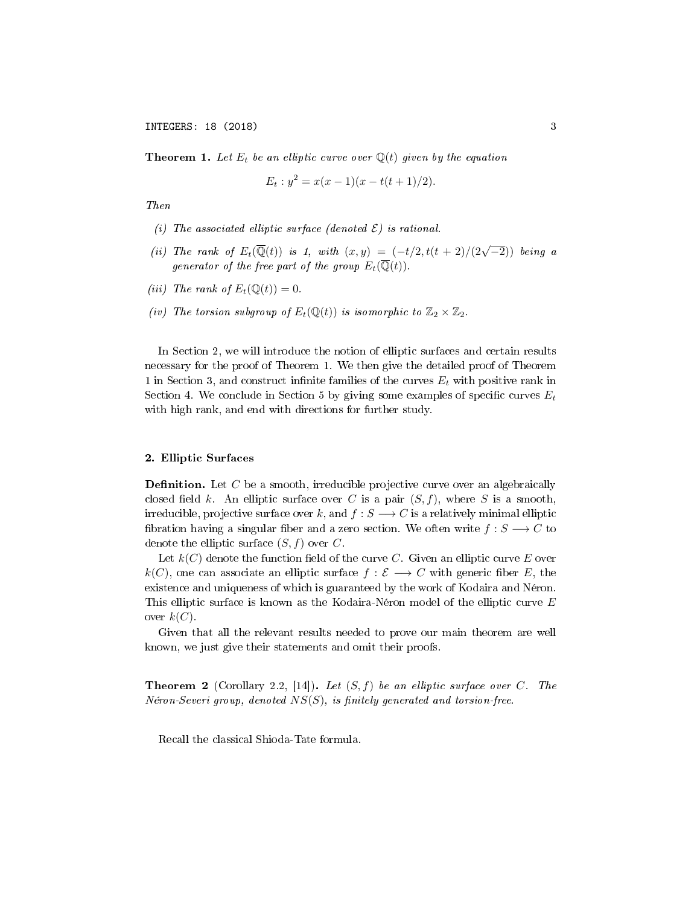**Theorem 1.** *Let $E_t$ be an elliptic curve over $\mathbb{Q}(t)$ given by the equation*

$$E_t : y^2 = x(x-1)(x - t(t+1)/2).$$

*Then*

*(i) The associated elliptic surface (denoted $\mathcal{E}$) is rational.*

*(ii) The rank of $E_t(\overline{\mathbb{Q}}(t))$ is 1, with $(x, y) = (-t/2, t(t+2)/(2\sqrt{-2}))$ being a generator of the free part of the group $E_t(\overline{\mathbb{Q}}(t))$.*

*(iii) The rank of $E_t(\mathbb{Q}(t)) = 0$.*

*(iv) The torsion subgroup of $E_t(\mathbb{Q}(t))$ is isomorphic to $\mathbb{Z}_2 \times \mathbb{Z}_2$.*

In Section 2, we will introduce the notion of elliptic surfaces and certain results necessary for the proof of Theorem 1. We then give the detailed proof of Theorem 1 in Section 3, and construct infinite families of the curves $E_t$ with positive rank in Section 4. We conclude in Section 5 by giving some examples of specific curves $E_t$ with high rank, and end with directions for further study.

## 2. Elliptic Surfaces

**Definition.** Let $C$ be a smooth, irreducible projective curve over an algebraically closed field $k$. An elliptic surface over $C$ is a pair $(S, f)$, where $S$ is a smooth, irreducible, projective surface over $k$, and $f : S \longrightarrow C$ is a relatively minimal elliptic fibration having a singular fiber and a zero section. We often write $f : S \longrightarrow C$ to denote the elliptic surface $(S, f)$ over $C$.

Let $k(C)$ denote the function field of the curve $C$. Given an elliptic curve $E$ over $k(C)$, one can associate an elliptic surface $f : \mathcal{E} \longrightarrow C$ with generic fiber $E$, the existence and uniqueness of which is guaranteed by the work of Kodaira and Néron. This elliptic surface is known as the Kodaira-Néron model of the elliptic curve $E$ over $k(C)$.

Given that all the relevant results needed to prove our main theorem are well known, we just give their statements and omit their proofs.

**Theorem 2** (Corollary 2.2, [14])**.** *Let $(S, f)$ be an elliptic surface over $C$. The Néron-Severi group, denoted $NS(S)$, is finitely generated and torsion-free.*

Recall the classical Shioda-Tate formula.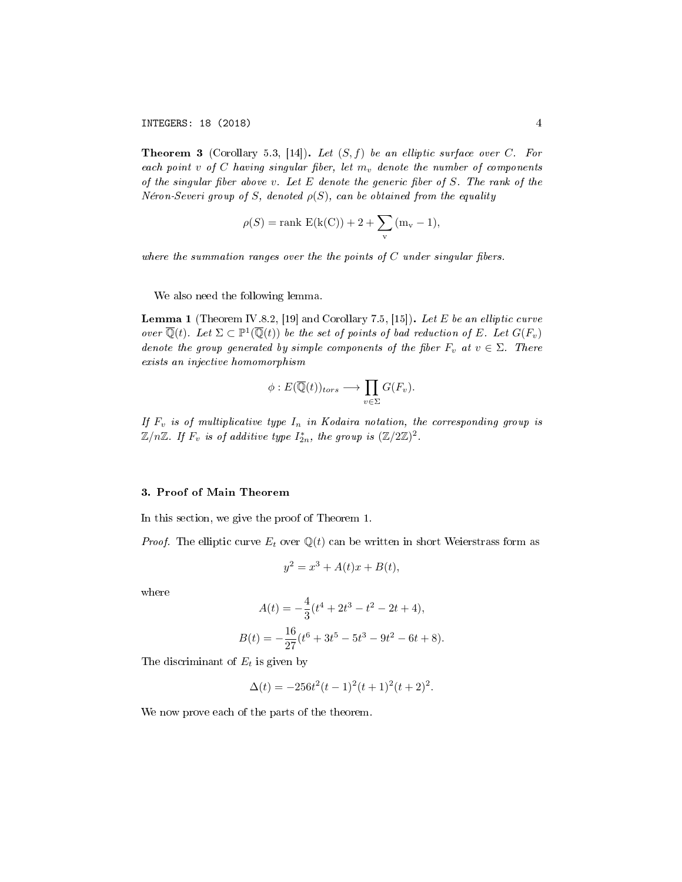**Theorem 3** (Corollary 5.3, [14])**.** *Let $(S, f)$ be an elliptic surface over $C$. For each point $v$ of $C$ having singular fiber, let $m_v$ denote the number of components of the singular fiber above $v$. Let $E$ denote the generic fiber of $S$. The rank of the Néron-Severi group of $S$, denoted $\rho(S)$, can be obtained from the equality*

$$\rho(S) = \mathrm{rank\ E(k(C))} + 2 + \sum_{\mathrm{v}} (\mathrm{m_v} - 1),$$

*where the summation ranges over the the points of $C$ under singular fibers.*

We also need the following lemma.

**Lemma 1** (Theorem IV.8.2, [19] and Corollary 7.5, [15])**.** *Let $E$ be an elliptic curve over $\overline{\mathbb{Q}}(t)$. Let $\Sigma \subset \mathbb{P}^1(\overline{\mathbb{Q}}(t))$ be the set of points of bad reduction of $E$. Let $G(F_v)$ denote the group generated by simple components of the fiber $F_v$ at $v \in \Sigma$. There exists an injective homomorphism*

$$\phi : E(\overline{\mathbb{Q}}(t))_{tors} \longrightarrow \prod_{v \in \Sigma} G(F_v).$$

*If $F_v$ is of multiplicative type $I_n$ in Kodaira notation, the corresponding group is $\mathbb{Z}/n\mathbb{Z}$. If $F_v$ is of additive type $I_{2n}^*$, the group is $(\mathbb{Z}/2\mathbb{Z})^2$.*

## 3. Proof of Main Theorem

In this section, we give the proof of Theorem 1.

*Proof.* The elliptic curve $E_t$ over $\mathbb{Q}(t)$ can be written in short Weierstrass form as

$$y^2 = x^3 + A(t)x + B(t),$$

where

$$A(t) = -\frac{4}{3}(t^4 + 2t^3 - t^2 - 2t + 4),$$

$$B(t) = -\frac{16}{27}(t^6 + 3t^5 - 5t^3 - 9t^2 - 6t + 8).$$

The discriminant of $E_t$ is given by

$$\Delta(t) = -256t^2(t-1)^2(t+1)^2(t+2)^2.$$

We now prove each of the parts of the theorem.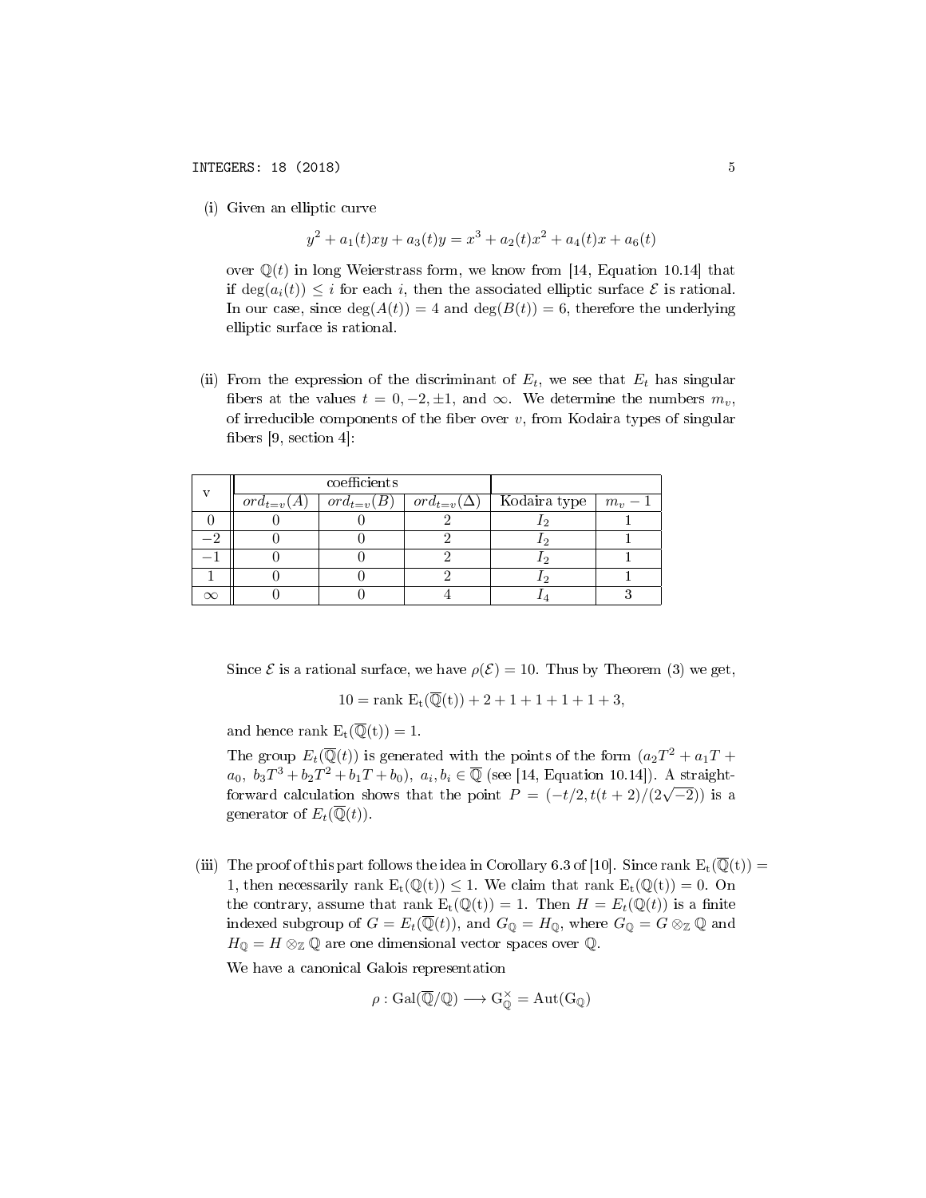(i) Given an elliptic curve

$$y^2 + a_1(t)xy + a_3(t)y = x^3 + a_2(t)x^2 + a_4(t)x + a_6(t)$$

over $\mathbb{Q}(t)$ in long Weierstrass form, we know from [14, Equation 10.14] that if $\deg(a_i(t)) \leq i$ for each $i$, then the associated elliptic surface $\mathcal{E}$ is rational. In our case, since $\deg(A(t)) = 4$ and $\deg(B(t)) = 6$, therefore the underlying elliptic surface is rational.

(ii) From the expression of the discriminant of $E_t$, we see that $E_t$ has singular fibers at the values $t = 0, -2, \pm 1$, and $\infty$. We determine the numbers $m_v$, of irreducible components of the fiber over $v$, from Kodaira types of singular fibers [9, section 4]:

| v | coefficients | | | | |
|---|---|---|---|---|---|
| | $ord_{t=v}(A)$ | $ord_{t=v}(B)$ | $ord_{t=v}(\Delta)$ | Kodaira type | $m_v - 1$ |
| $0$ | 0 | 0 | 2 | $I_2$ | 1 |
| $-2$ | 0 | 0 | 2 | $I_2$ | 1 |
| $-1$ | 0 | 0 | 2 | $I_2$ | 1 |
| $1$ | 0 | 0 | 2 | $I_2$ | 1 |
| $\infty$ | 0 | 0 | 4 | $I_4$ | 3 |

Since $\mathcal{E}$ is a rational surface, we have $\rho(\mathcal{E}) = 10$. Thus by Theorem (3) we get,

$$10 = \text{rank } \mathrm{E_t}(\overline{\mathbb{Q}}(\mathrm{t})) + 2 + 1 + 1 + 1 + 1 + 3,$$

and hence rank $\mathrm{E_t}(\overline{\mathbb{Q}}(\mathrm{t})) = 1$.

The group $E_t(\overline{\mathbb{Q}}(t))$ is generated with the points of the form $(a_2T^2 + a_1T + a_0,\ b_3T^3 + b_2T^2 + b_1T + b_0),\ a_i, b_i \in \overline{\mathbb{Q}}$ (see [14, Equation 10.14]). A straightforward calculation shows that the point $P = (-t/2, t(t+2)/(2\sqrt{-2}))$ is a generator of $E_t(\overline{\mathbb{Q}}(t))$.

(iii) The proof of this part follows the idea in Corollary 6.3 of [10]. Since rank $\mathrm{E_t}(\overline{\mathbb{Q}}(\mathrm{t})) = 1$, then necessarily rank $\mathrm{E_t}(\mathbb{Q}(\mathrm{t})) \leq 1$. We claim that rank $\mathrm{E_t}(\mathbb{Q}(\mathrm{t})) = 0$. On the contrary, assume that rank $\mathrm{E_t}(\mathbb{Q}(\mathrm{t})) = 1$. Then $H = E_t(\mathbb{Q}(t))$ is a finite indexed subgroup of $G = E_t(\overline{\mathbb{Q}}(t))$, and $G_{\mathbb{Q}} = H_{\mathbb{Q}}$, where $G_{\mathbb{Q}} = G \otimes_{\mathbb{Z}} \mathbb{Q}$ and $H_{\mathbb{Q}} = H \otimes_{\mathbb{Z}} \mathbb{Q}$ are one dimensional vector spaces over $\mathbb{Q}$.

We have a canonical Galois representation

$$\rho : \mathrm{Gal}(\overline{\mathbb{Q}}/\mathbb{Q}) \longrightarrow \mathrm{G}_{\mathbb{Q}}^{\times} = \mathrm{Aut}(\mathrm{G}_{\mathbb{Q}})$$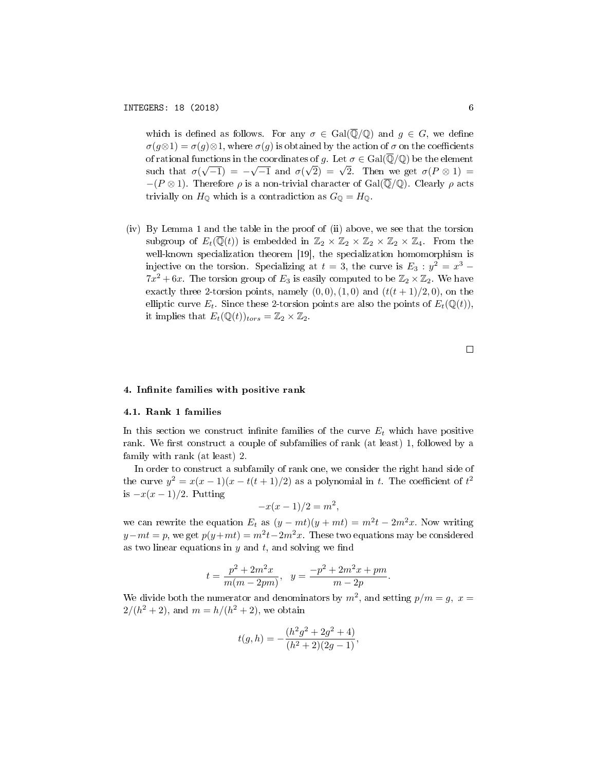which is defined as follows. For any $\sigma \in \mathrm{Gal}(\overline{\mathbb{Q}}/\mathbb{Q})$ and $g \in G$, we define $\sigma(g \otimes 1) = \sigma(g) \otimes 1$, where $\sigma(g)$ is obtained by the action of $\sigma$ on the coefficients of rational functions in the coordinates of $g$. Let $\sigma \in \mathrm{Gal}(\overline{\mathbb{Q}}/\mathbb{Q})$ be the element such that $\sigma(\sqrt{-1}) = -\sqrt{-1}$ and $\sigma(\sqrt{2}) = \sqrt{2}$. Then we get $\sigma(P \otimes 1) = -(P \otimes 1)$. Therefore $\rho$ is a non-trivial character of $\mathrm{Gal}(\overline{\mathbb{Q}}/\mathbb{Q})$. Clearly $\rho$ acts trivially on $H_{\mathbb{Q}}$ which is a contradiction as $G_{\mathbb{Q}} = H_{\mathbb{Q}}$.

(iv) By Lemma 1 and the table in the proof of (ii) above, we see that the torsion subgroup of $E_t(\overline{\mathbb{Q}}(t))$ is embedded in $\mathbb{Z}_2 \times \mathbb{Z}_2 \times \mathbb{Z}_2 \times \mathbb{Z}_2 \times \mathbb{Z}_4$. From the well-known specialization theorem [19], the specialization homomorphism is injective on the torsion. Specializing at $t = 3$, the curve is $E_3 : y^2 = x^3 - 7x^2 + 6x$. The torsion group of $E_3$ is easily computed to be $\mathbb{Z}_2 \times \mathbb{Z}_2$. We have exactly three 2-torsion points, namely $(0, 0), (1, 0)$ and $(t(t + 1)/2, 0)$, on the elliptic curve $E_t$. Since these 2-torsion points are also the points of $E_t(\mathbb{Q}(t))$, it implies that $E_t(\mathbb{Q}(t))_{tors} = \mathbb{Z}_2 \times \mathbb{Z}_2$.

□

## 4. Infinite families with positive rank

### 4.1. Rank 1 families

In this section we construct infinite families of the curve $E_t$ which have positive rank. We first construct a couple of subfamilies of rank (at least) 1, followed by a family with rank (at least) 2.

In order to construct a subfamily of rank one, we consider the right hand side of the curve $y^2 = x(x - 1)(x - t(t + 1)/2)$ as a polynomial in $t$. The coefficient of $t^2$ is $-x(x - 1)/2$. Putting

$$-x(x - 1)/2 = m^2,$$

we can rewrite the equation $E_t$ as $(y - mt)(y + mt) = m^2t - 2m^2x$. Now writing $y - mt = p$, we get $p(y + mt) = m^2t - 2m^2x$. These two equations may be considered as two linear equations in $y$ and $t$, and solving we find

$$t = \frac{p^2 + 2m^2x}{m(m - 2pm)}, \quad y = \frac{-p^2 + 2m^2x + pm}{m - 2p}.$$

We divide both the numerator and denominators by $m^2$, and setting $p/m = g$, $x = 2/(h^2 + 2)$, and $m = h/(h^2 + 2)$, we obtain

$$t(g, h) = -\frac{(h^2g^2 + 2g^2 + 4)}{(h^2 + 2)(2g - 1)},$$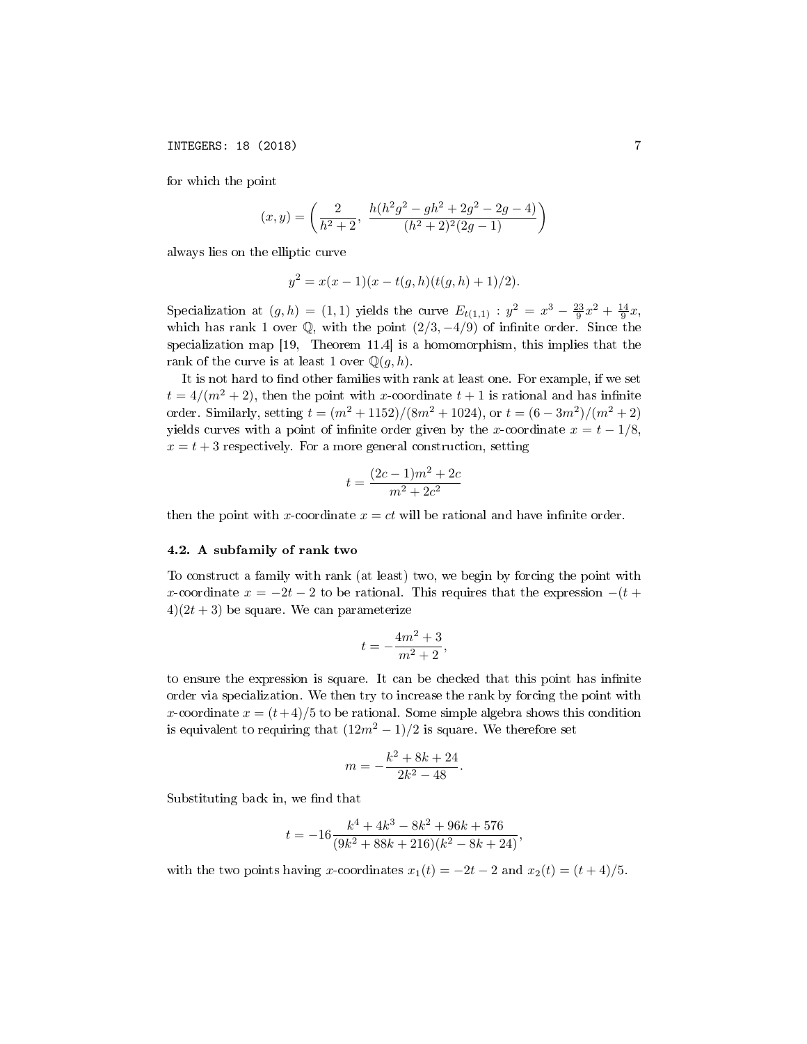for which the point

$$(x, y) = \left( \frac{2}{h^2 + 2}, \ \frac{h(h^2g^2 - gh^2 + 2g^2 - 2g - 4)}{(h^2 + 2)^2(2g - 1)} \right)$$

always lies on the elliptic curve

$$y^2 = x(x - 1)(x - t(g, h)(t(g, h) + 1)/2).$$

Specialization at $(g, h) = (1, 1)$ yields the curve $E_{t(1,1)} : y^2 = x^3 - \frac{23}{9}x^2 + \frac{14}{9}x$, which has rank 1 over $\mathbb{Q}$, with the point $(2/3, -4/9)$ of infinite order. Since the specialization map [19, Theorem 11.4] is a homomorphism, this implies that the rank of the curve is at least 1 over $\mathbb{Q}(g, h)$.

It is not hard to find other families with rank at least one. For example, if we set $t = 4/(m^2 + 2)$, then the point with $x$-coordinate $t + 1$ is rational and has infinite order. Similarly, setting $t = (m^2 + 1152)/(8m^2 + 1024)$, or $t = (6 - 3m^2)/(m^2 + 2)$ yields curves with a point of infinite order given by the $x$-coordinate $x = t - 1/8$, $x = t + 3$ respectively. For a more general construction, setting

$$t = \frac{(2c - 1)m^2 + 2c}{m^2 + 2c^2}$$

then the point with $x$-coordinate $x = ct$ will be rational and have infinite order.

### 4.2. A subfamily of rank two

To construct a family with rank (at least) two, we begin by forcing the point with $x$-coordinate $x = -2t - 2$ to be rational. This requires that the expression $-(t + 4)(2t + 3)$ be square. We can parameterize

$$t = -\frac{4m^2 + 3}{m^2 + 2},$$

to ensure the expression is square. It can be checked that this point has infinite order via specialization. We then try to increase the rank by forcing the point with $x$-coordinate $x = (t + 4)/5$ to be rational. Some simple algebra shows this condition is equivalent to requiring that $(12m^2 - 1)/2$ is square. We therefore set

$$m = -\frac{k^2 + 8k + 24}{2k^2 - 48}.$$

Substituting back in, we find that

$$t = -16\frac{k^4 + 4k^3 - 8k^2 + 96k + 576}{(9k^2 + 88k + 216)(k^2 - 8k + 24)},$$

with the two points having $x$-coordinates $x_1(t) = -2t - 2$ and $x_2(t) = (t + 4)/5$.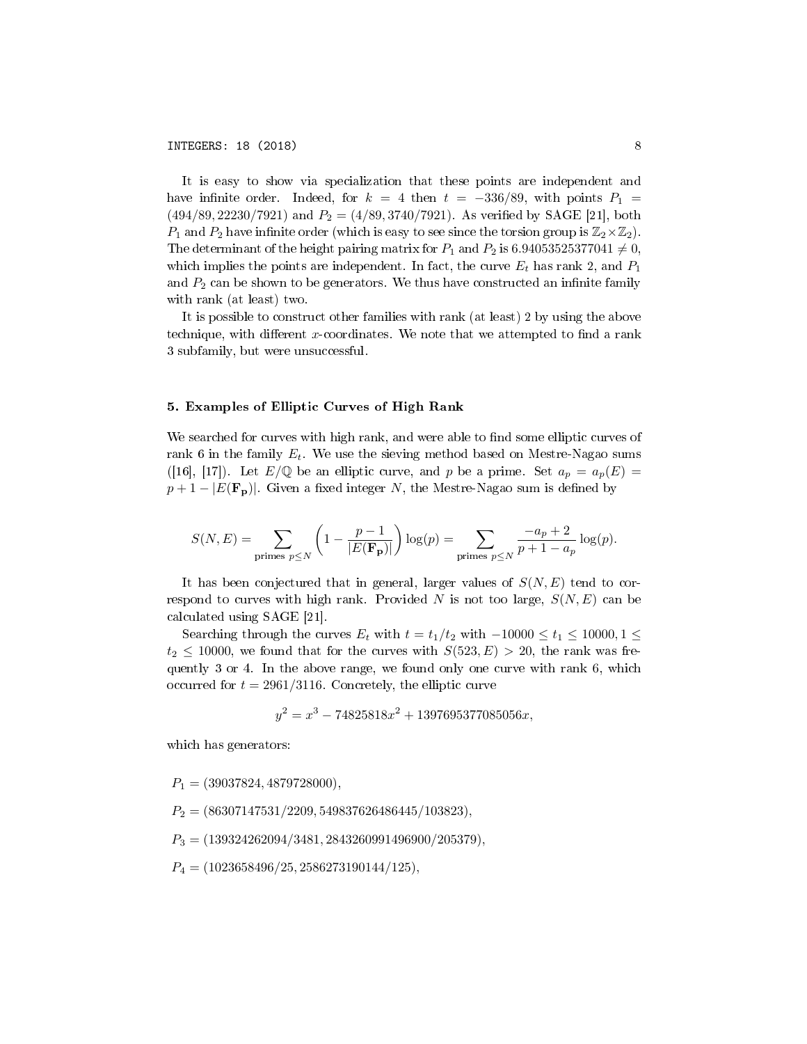It is easy to show via specialization that these points are independent and have infinite order. Indeed, for $k = 4$ then $t = -336/89$, with points $P_1 = (494/89, 22230/7921)$ and $P_2 = (4/89, 3740/7921)$. As verified by SAGE [21], both $P_1$ and $P_2$ have infinite order (which is easy to see since the torsion group is $\mathbb{Z}_2 \times \mathbb{Z}_2$). The determinant of the height pairing matrix for $P_1$ and $P_2$ is $6.94053525377041 \neq 0$, which implies the points are independent. In fact, the curve $E_t$ has rank 2, and $P_1$ and $P_2$ can be shown to be generators. We thus have constructed an infinite family with rank (at least) two.

It is possible to construct other families with rank (at least) 2 by using the above technique, with different $x$-coordinates. We note that we attempted to find a rank 3 subfamily, but were unsuccessful.

## 5. Examples of Elliptic Curves of High Rank

We searched for curves with high rank, and were able to find some elliptic curves of rank 6 in the family $E_t$. We use the sieving method based on Mestre-Nagao sums ([16], [17]). Let $E/\mathbb{Q}$ be an elliptic curve, and $p$ be a prime. Set $a_p = a_p(E) = p + 1 - |E(\mathbf{F_p})|$. Given a fixed integer $N$, the Mestre-Nagao sum is defined by

$$S(N, E) = \sum_{\text{primes } p \leq N} \left(1 - \frac{p-1}{|E(\mathbf{F_p})|}\right) \log(p) = \sum_{\text{primes } p \leq N} \frac{-a_p + 2}{p + 1 - a_p} \log(p).$$

It has been conjectured that in general, larger values of $S(N, E)$ tend to correspond to curves with high rank. Provided $N$ is not too large, $S(N, E)$ can be calculated using SAGE [21].

Searching through the curves $E_t$ with $t = t_1/t_2$ with $-10000 \leq t_1 \leq 10000, 1 \leq t_2 \leq 10000$, we found that for the curves with $S(523, E) > 20$, the rank was frequently 3 or 4. In the above range, we found only one curve with rank 6, which occurred for $t = 2961/3116$. Concretely, the elliptic curve

$$y^2 = x^3 - 74825818x^2 + 1397695377085056x,$$

which has generators:

$P_1 = (39037824, 4879728000)$,

$P_2 = (86307147531/2209, 549837626486445/103823)$,

$P_3 = (139324262094/3481, 2843260991496900/205379)$,

$P_4 = (1023658496/25, 2586273190144/125)$,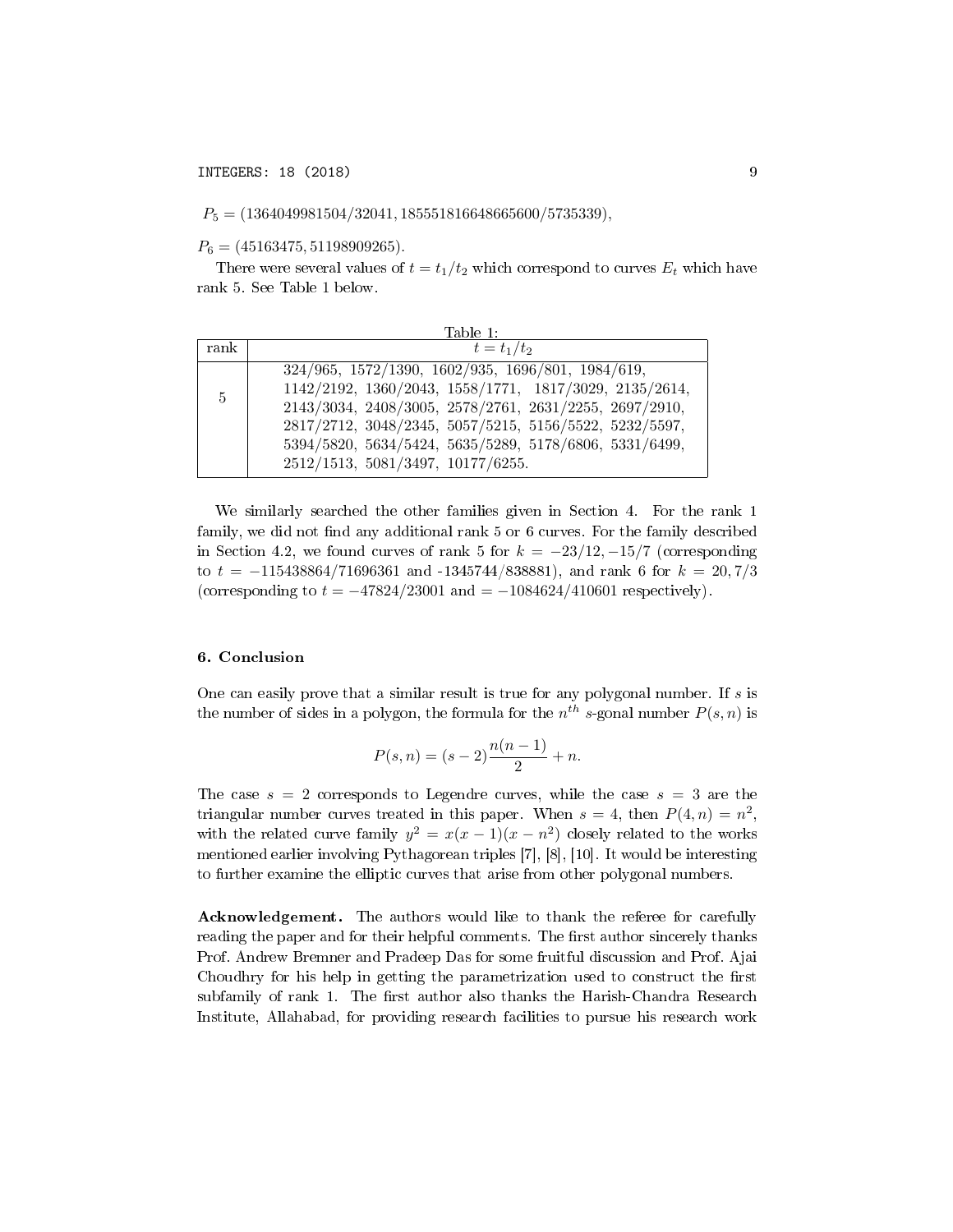$P_5 = (1364049981504/32041, 185551816648665600/5735339)$,

$P_6 = (45163475, 51198909265)$.

There were several values of $t = t_1/t_2$ which correspond to curves $E_t$ which have rank 5. See Table 1 below.

Table 1:

| rank | $t = t_1/t_2$ |
|---|---|
| 5 | 324/965, 1572/1390, 1602/935, 1696/801, 1984/619, 1142/2192, 1360/2043, 1558/1771, 1817/3029, 2135/2614, 2143/3034, 2408/3005, 2578/2761, 2631/2255, 2697/2910, 2817/2712, 3048/2345, 5057/5215, 5156/5522, 5232/5597, 5394/5820, 5634/5424, 5635/5289, 5178/6806, 5331/6499, 2512/1513, 5081/3497, 10177/6255. |

We similarly searched the other families given in Section 4. For the rank 1 family, we did not find any additional rank 5 or 6 curves. For the family described in Section 4.2, we found curves of rank 5 for $k = -23/12, -15/7$ (corresponding to $t = -115438864/71696361$ and -1345744/838881), and rank 6 for $k = 20, 7/3$ (corresponding to $t = -47824/23001$ and $= -1084624/410601$ respectively).

## 6. Conclusion

One can easily prove that a similar result is true for any polygonal number. If $s$ is the number of sides in a polygon, the formula for the $n^{th}$ $s$-gonal number $P(s,n)$ is

$$P(s,n) = (s-2)\frac{n(n-1)}{2} + n.$$

The case $s = 2$ corresponds to Legendre curves, while the case $s = 3$ are the triangular number curves treated in this paper. When $s = 4$, then $P(4,n) = n^2$, with the related curve family $y^2 = x(x-1)(x-n^2)$ closely related to the works mentioned earlier involving Pythagorean triples [7], [8], [10]. It would be interesting to further examine the elliptic curves that arise from other polygonal numbers.

**Acknowledgement.** The authors would like to thank the referee for carefully reading the paper and for their helpful comments. The first author sincerely thanks Prof. Andrew Bremner and Pradeep Das for some fruitful discussion and Prof. Ajai Choudhry for his help in getting the parametrization used to construct the first subfamily of rank 1. The first author also thanks the Harish-Chandra Research Institute, Allahabad, for providing research facilities to pursue his research work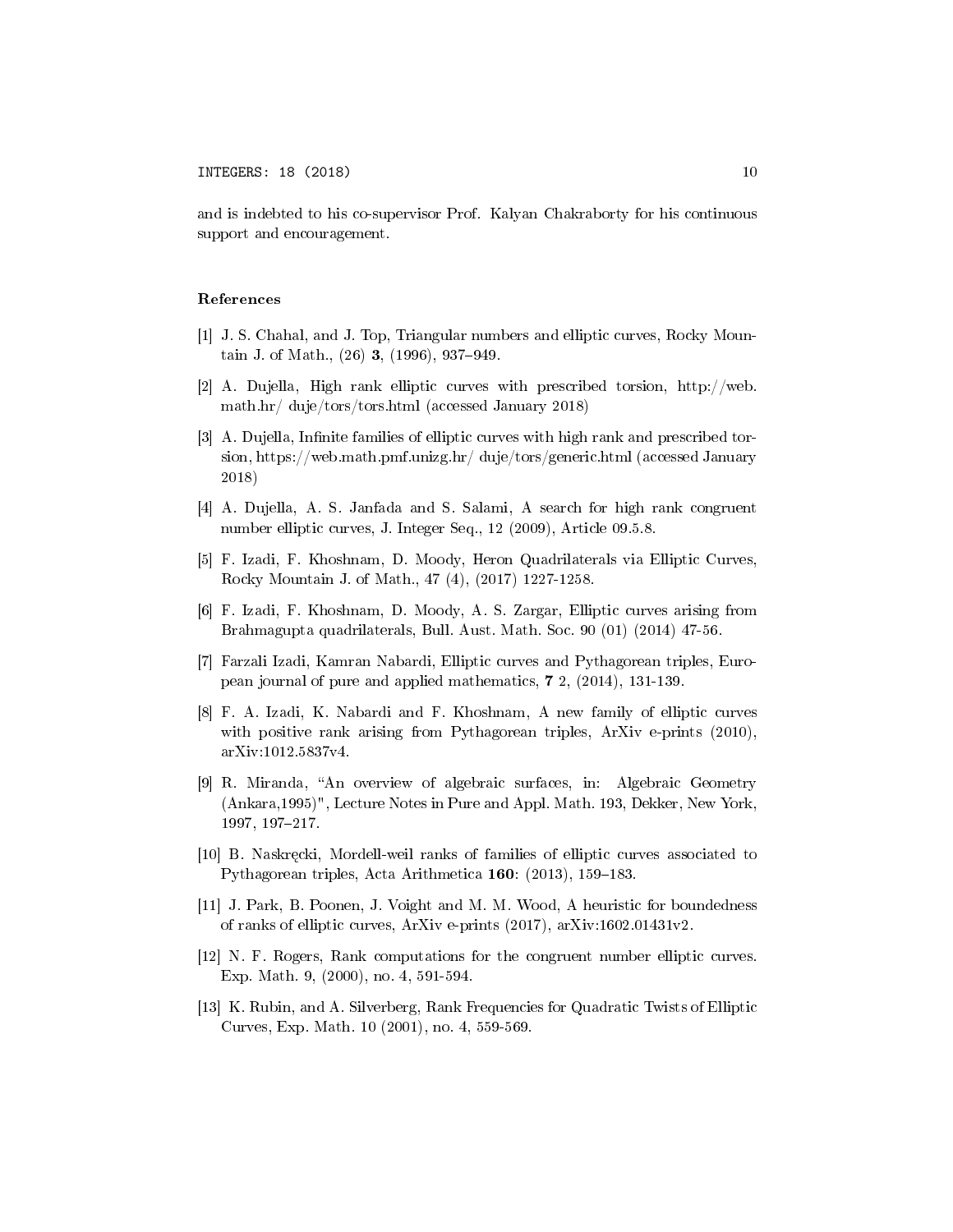and is indebted to his co-supervisor Prof. Kalyan Chakraborty for his continuous support and encouragement.

## References

[1] J. S. Chahal, and J. Top, Triangular numbers and elliptic curves, Rocky Mountain J. of Math., (26) **3**, (1996), 937–949.

[2] A. Dujella, High rank elliptic curves with prescribed torsion, http://web.math.hr/ duje/tors/tors.html (accessed January 2018)

[3] A. Dujella, Infinite families of elliptic curves with high rank and prescribed torsion, https://web.math.pmf.unizg.hr/ duje/tors/generic.html (accessed January 2018)

[4] A. Dujella, A. S. Janfada and S. Salami, A search for high rank congruent number elliptic curves, J. Integer Seq., 12 (2009), Article 09.5.8.

[5] F. Izadi, F. Khoshnam, D. Moody, Heron Quadrilaterals via Elliptic Curves, Rocky Mountain J. of Math., 47 (4), (2017) 1227-1258.

[6] F. Izadi, F. Khoshnam, D. Moody, A. S. Zargar, Elliptic curves arising from Brahmagupta quadrilaterals, Bull. Aust. Math. Soc. 90 (01) (2014) 47-56.

[7] Farzali Izadi, Kamran Nabardi, Elliptic curves and Pythagorean triples, European journal of pure and applied mathematics, **7** 2, (2014), 131-139.

[8] F. A. Izadi, K. Nabardi and F. Khoshnam, A new family of elliptic curves with positive rank arising from Pythagorean triples, ArXiv e-prints (2010), arXiv:1012.5837v4.

[9] R. Miranda, "An overview of algebraic surfaces, in: Algebraic Geometry (Ankara,1995)", Lecture Notes in Pure and Appl. Math. 193, Dekker, New York, 1997, 197–217.

[10] B. Naskręcki, Mordell-weil ranks of families of elliptic curves associated to Pythagorean triples, Acta Arithmetica **160**: (2013), 159–183.

[11] J. Park, B. Poonen, J. Voight and M. M. Wood, A heuristic for boundedness of ranks of elliptic curves, ArXiv e-prints (2017), arXiv:1602.01431v2.

[12] N. F. Rogers, Rank computations for the congruent number elliptic curves. Exp. Math. 9, (2000), no. 4, 591-594.

[13] K. Rubin, and A. Silverberg, Rank Frequencies for Quadratic Twists of Elliptic Curves, Exp. Math. 10 (2001), no. 4, 559-569.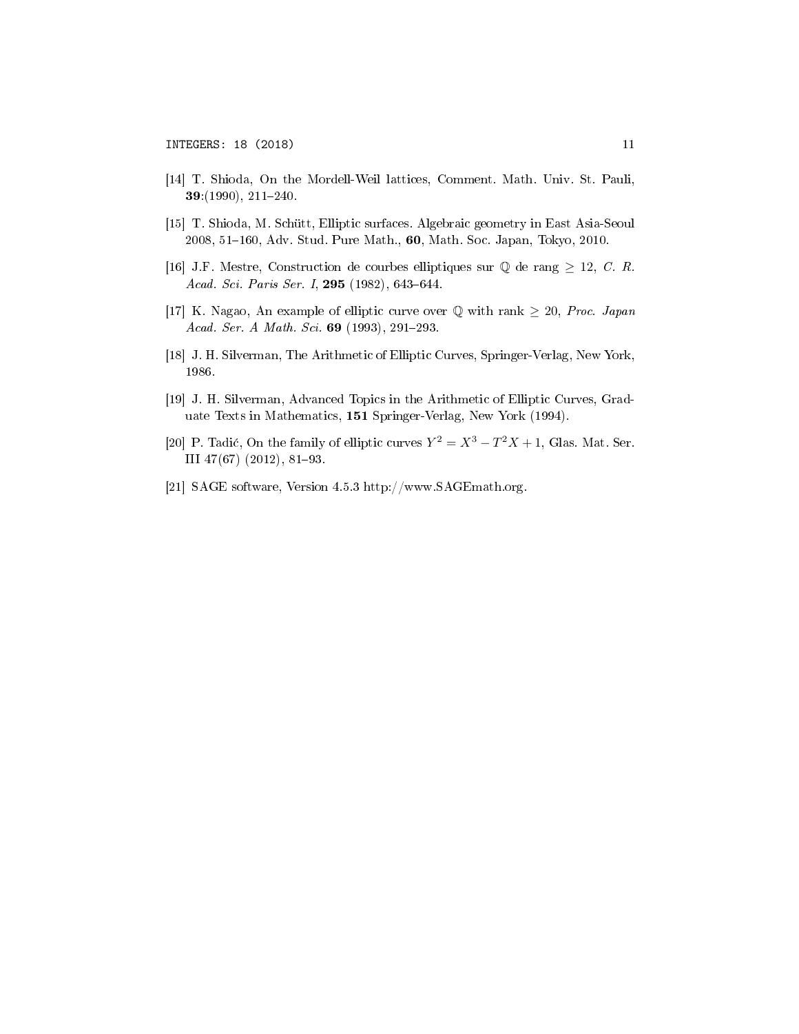[14] T. Shioda, On the Mordell-Weil lattices, Comment. Math. Univ. St. Pauli, **39**:(1990), 211–240.

[15] T. Shioda, M. Schütt, Elliptic surfaces. Algebraic geometry in East Asia-Seoul 2008, 51–160, Adv. Stud. Pure Math., **60**, Math. Soc. Japan, Tokyo, 2010.

[16] J.F. Mestre, Construction de courbes elliptiques sur $\mathbb{Q}$ de rang $\geq 12$, *C. R. Acad. Sci. Paris Ser. I*, **295** (1982), 643–644.

[17] K. Nagao, An example of elliptic curve over $\mathbb{Q}$ with rank $\geq 20$, *Proc. Japan Acad. Ser. A Math. Sci.* **69** (1993), 291–293.

[18] J. H. Silverman, The Arithmetic of Elliptic Curves, Springer-Verlag, New York, 1986.

[19] J. H. Silverman, Advanced Topics in the Arithmetic of Elliptic Curves, Graduate Texts in Mathematics, **151** Springer-Verlag, New York (1994).

[20] P. Tadić, On the family of elliptic curves $Y^2 = X^3 - T^2X + 1$, Glas. Mat. Ser. III 47(67) (2012), 81–93.

[21] SAGE software, Version 4.5.3 http://www.SAGEmath.org.